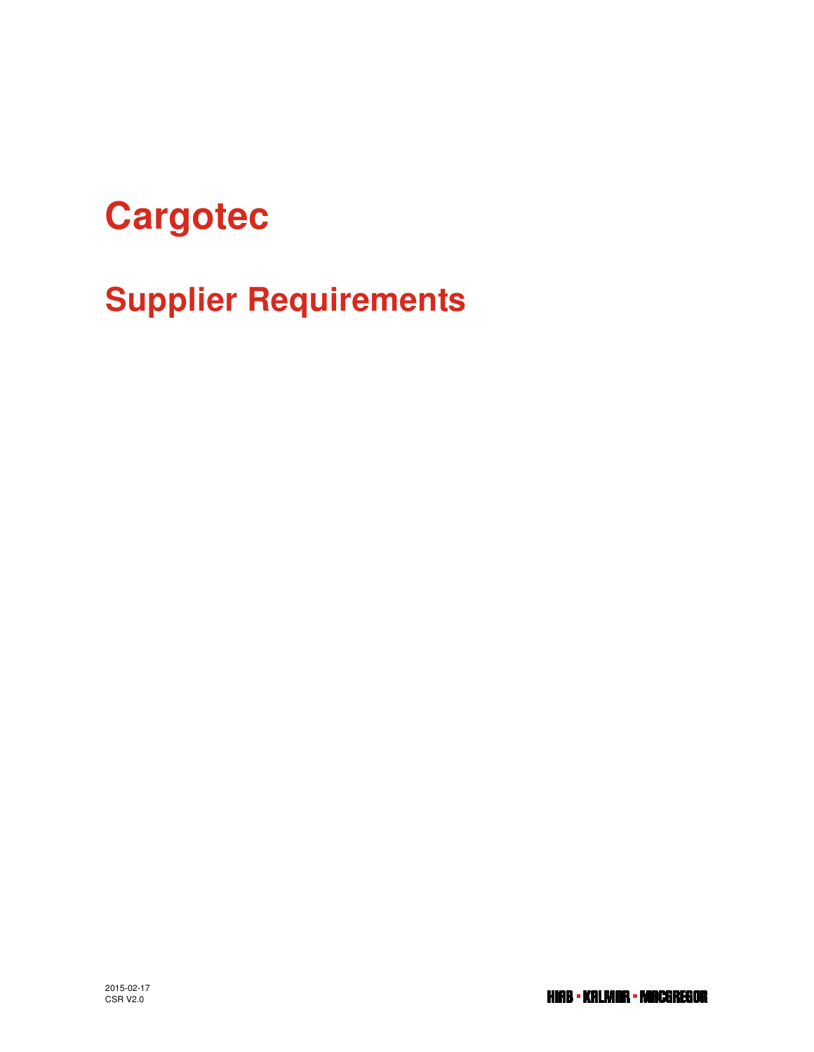# Cargotec

## Supplier Requirements

2015-02-17
CSR V2.0

HIAB · KALMAR · MACGREGOR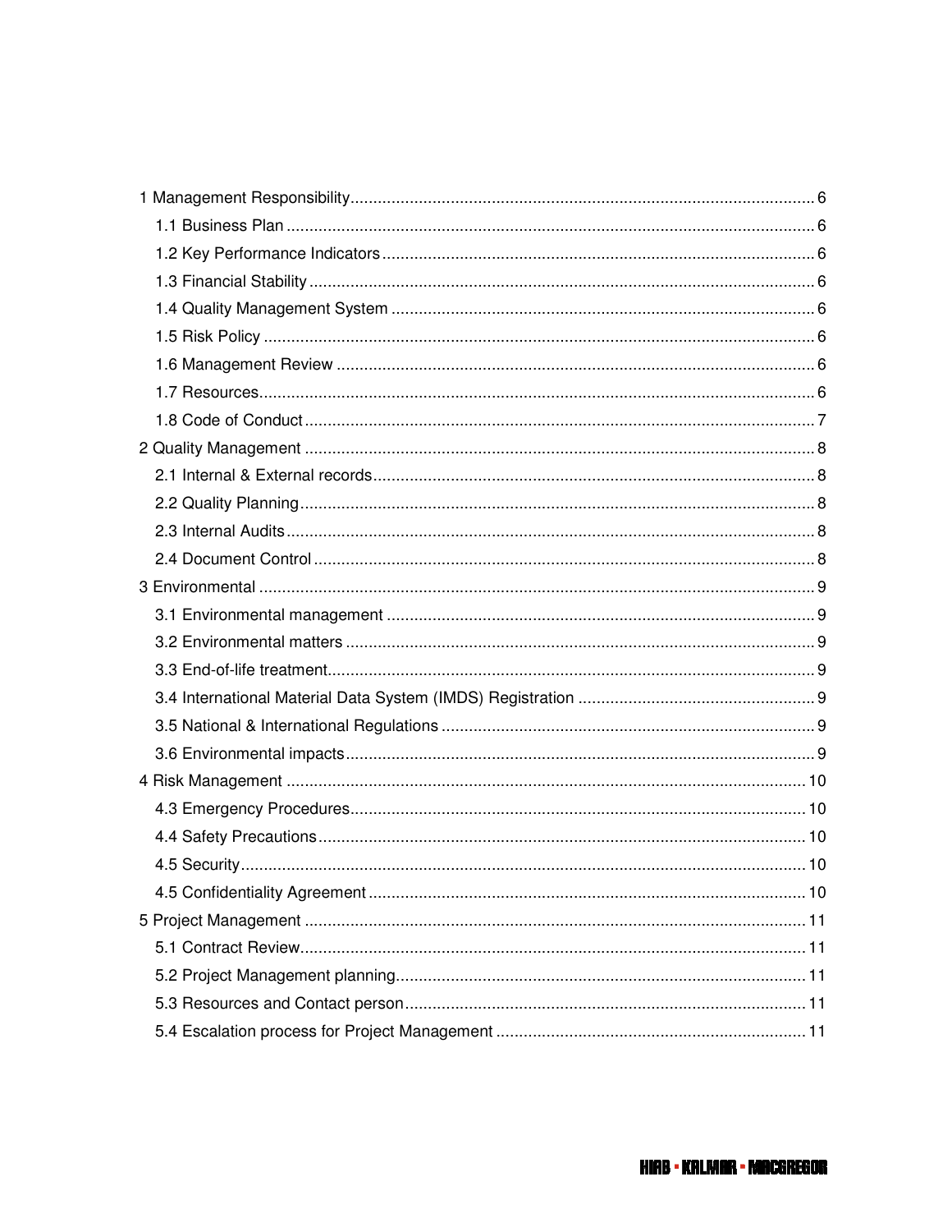1 Management Responsibility ..... 6
- 1.1 Business Plan ..... 6
- 1.2 Key Performance Indicators ..... 6
- 1.3 Financial Stability ..... 6
- 1.4 Quality Management System ..... 6
- 1.5 Risk Policy ..... 6
- 1.6 Management Review ..... 6
- 1.7 Resources ..... 6
- 1.8 Code of Conduct ..... 7

2 Quality Management ..... 8
- 2.1 Internal & External records ..... 8
- 2.2 Quality Planning ..... 8
- 2.3 Internal Audits ..... 8
- 2.4 Document Control ..... 8

3 Environmental ..... 9
- 3.1 Environmental management ..... 9
- 3.2 Environmental matters ..... 9
- 3.3 End-of-life treatment ..... 9
- 3.4 International Material Data System (IMDS) Registration ..... 9
- 3.5 National & International Regulations ..... 9
- 3.6 Environmental impacts ..... 9

4 Risk Management ..... 10
- 4.3 Emergency Procedures ..... 10
- 4.4 Safety Precautions ..... 10
- 4.5 Security ..... 10
- 4.5 Confidentiality Agreement ..... 10

5 Project Management ..... 11
- 5.1 Contract Review ..... 11
- 5.2 Project Management planning ..... 11
- 5.3 Resources and Contact person ..... 11
- 5.4 Escalation process for Project Management ..... 11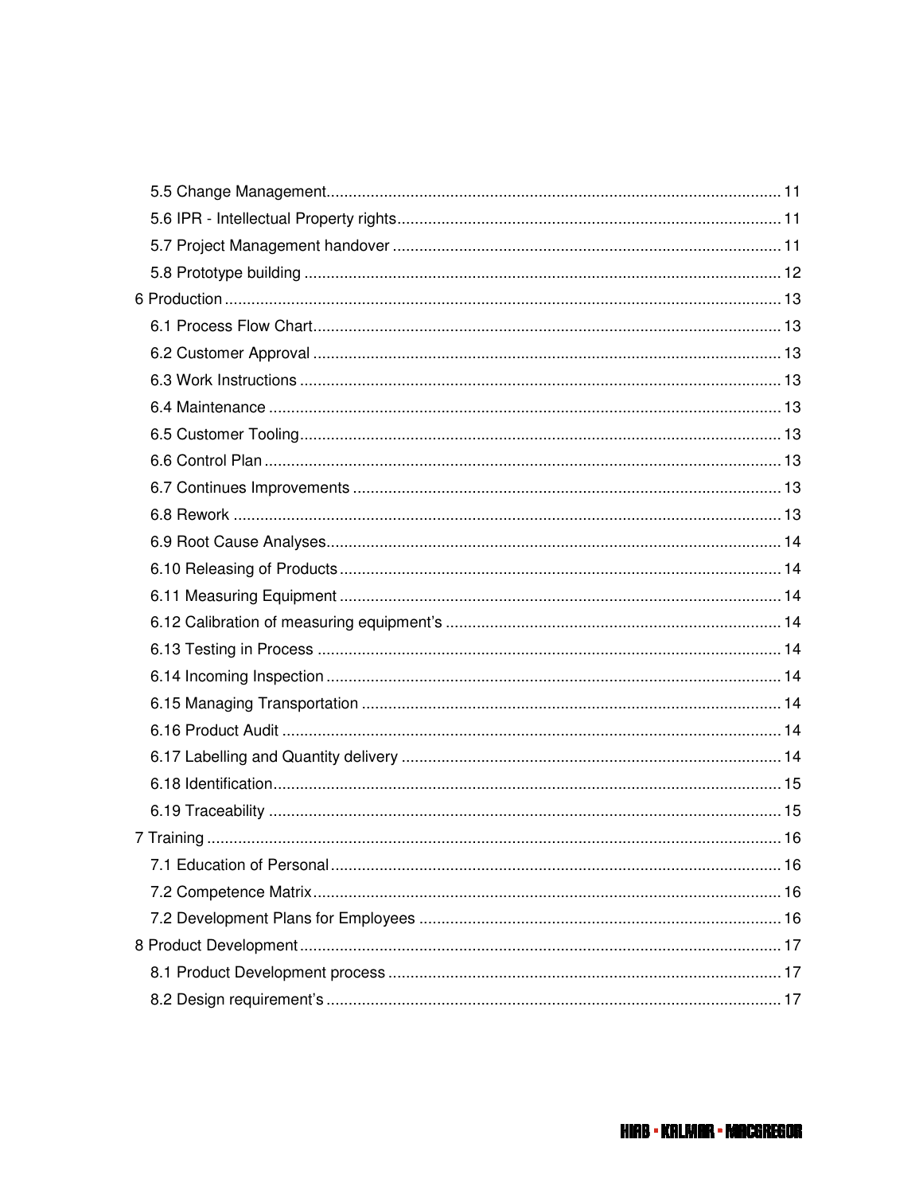5.5 Change Management ........................................................................................................ 11
5.6 IPR - Intellectual Property rights ........................................................................................ 11
5.7 Project Management handover ........................................................................................... 11
5.8 Prototype building ............................................................................................................ 12
6 Production .......................................................................................................................... 13
6.1 Process Flow Chart ........................................................................................................... 13
6.2 Customer Approval ........................................................................................................... 13
6.3 Work Instructions .............................................................................................................. 13
6.4 Maintenance ..................................................................................................................... 13
6.5 Customer Tooling .............................................................................................................. 13
6.6 Control Plan ...................................................................................................................... 13
6.7 Continues Improvements .................................................................................................. 13
6.8 Rework ............................................................................................................................. 13
6.9 Root Cause Analyses ........................................................................................................ 14
6.10 Releasing of Products ..................................................................................................... 14
6.11 Measuring Equipment ..................................................................................................... 14
6.12 Calibration of measuring equipment's ............................................................................. 14
6.13 Testing in Process .......................................................................................................... 14
6.14 Incoming Inspection ........................................................................................................ 14
6.15 Managing Transportation ................................................................................................ 14
6.16 Product Audit .................................................................................................................. 14
6.17 Labelling and Quantity delivery ....................................................................................... 14
6.18 Identification ................................................................................................................... 15
6.19 Traceability ..................................................................................................................... 15
7 Training .............................................................................................................................. 16
7.1 Education of Personal ....................................................................................................... 16
7.2 Competence Matrix ........................................................................................................... 16
7.2 Development Plans for Employees ................................................................................... 16
8 Product Development ......................................................................................................... 17
8.1 Product Development process .......................................................................................... 17
8.2 Design requirement's ........................................................................................................ 17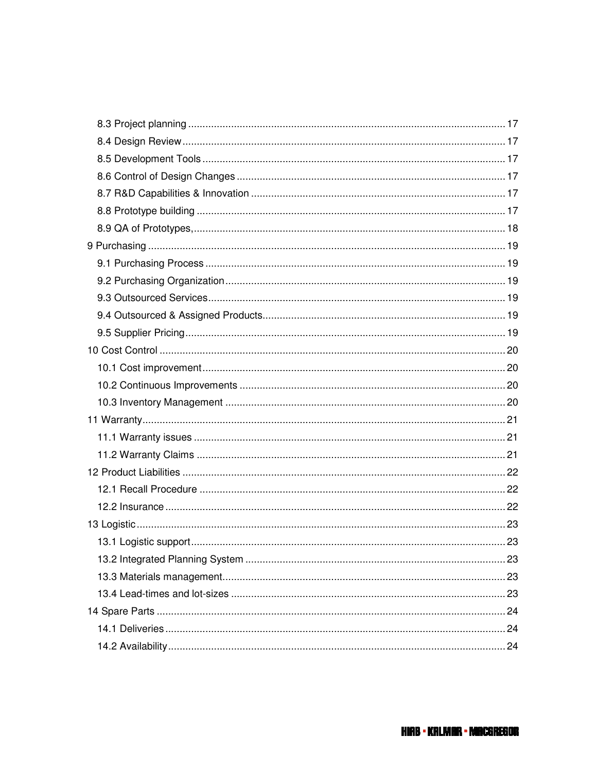8.3 Project planning ... 17

8.4 Design Review ... 17

8.5 Development Tools ... 17

8.6 Control of Design Changes ... 17

8.7 R&D Capabilities & Innovation ... 17

8.8 Prototype building ... 17

8.9 QA of Prototypes, ... 18

9 Purchasing ... 19

9.1 Purchasing Process ... 19

9.2 Purchasing Organization ... 19

9.3 Outsourced Services ... 19

9.4 Outsourced & Assigned Products ... 19

9.5 Supplier Pricing ... 19

10 Cost Control ... 20

10.1 Cost improvement ... 20

10.2 Continuous Improvements ... 20

10.3 Inventory Management ... 20

11 Warranty ... 21

11.1 Warranty issues ... 21

11.2 Warranty Claims ... 21

12 Product Liabilities ... 22

12.1 Recall Procedure ... 22

12.2 Insurance ... 22

13 Logistic ... 23

13.1 Logistic support ... 23

13.2 Integrated Planning System ... 23

13.3 Materials management ... 23

13.4 Lead-times and lot-sizes ... 23

14 Spare Parts ... 24

14.1 Deliveries ... 24

14.2 Availability ... 24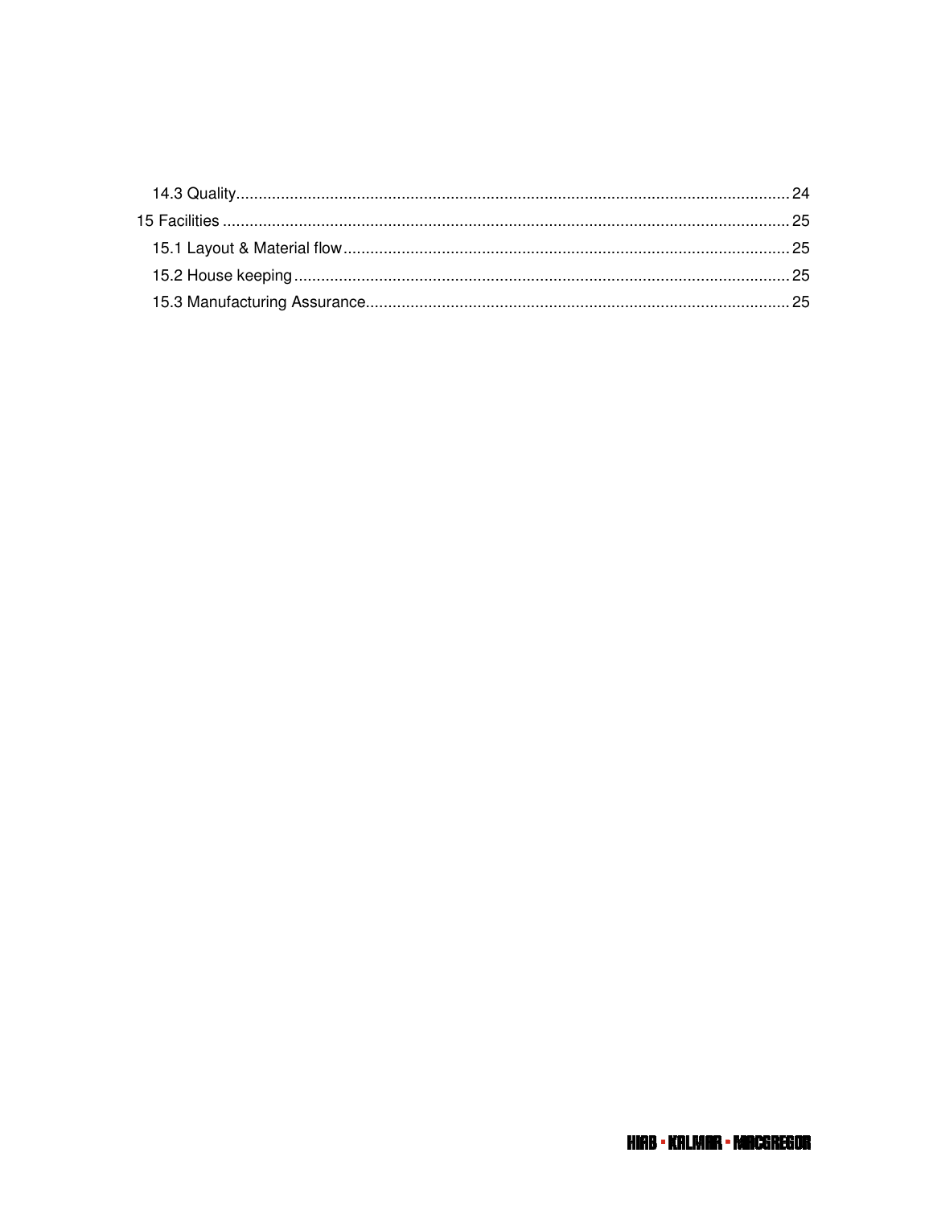14.3 Quality........................................................................................................................ 24

15 Facilities ........................................................................................................................... 25

15.1 Layout & Material flow................................................................................................ 25

15.2 House keeping ............................................................................................................ 25

15.3 Manufacturing Assurance............................................................................................ 25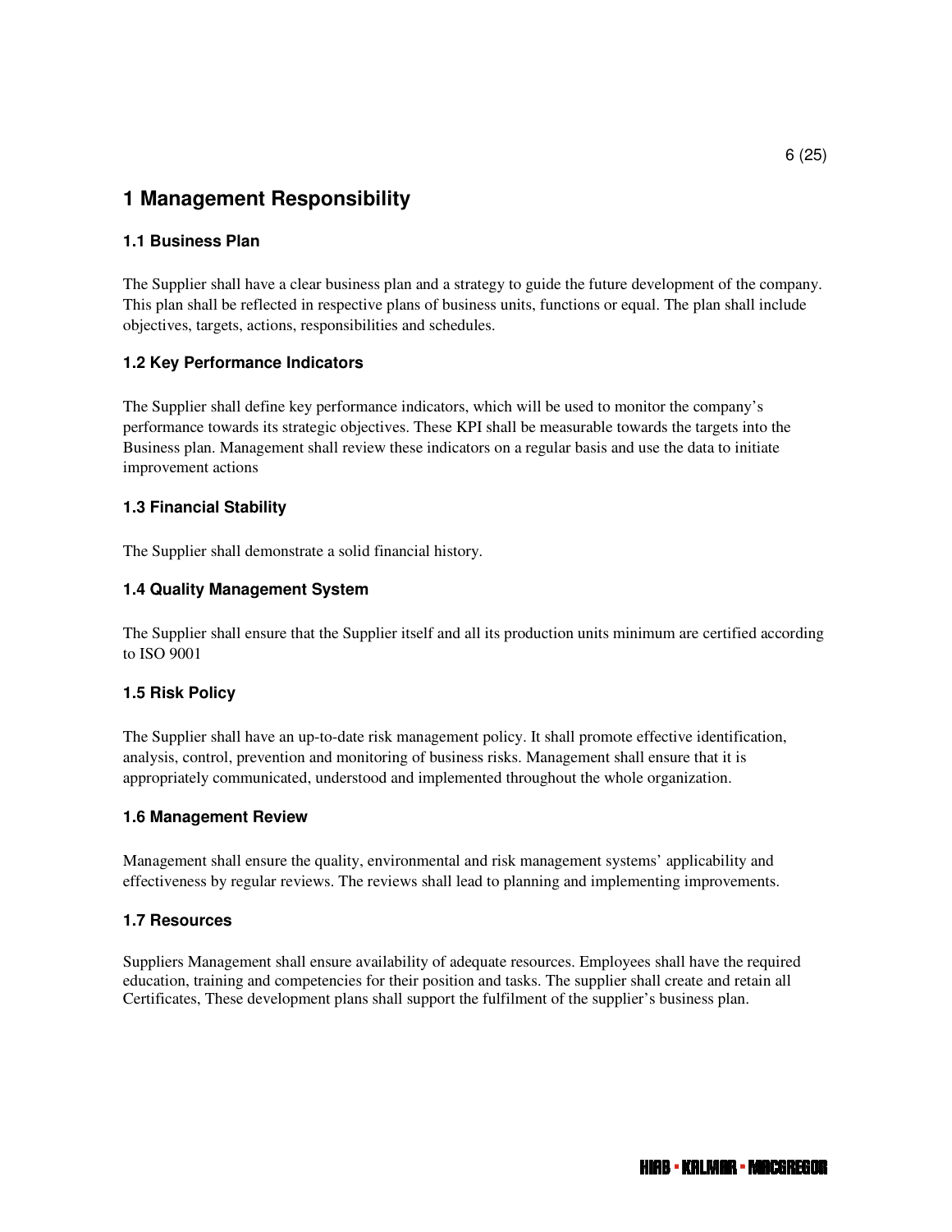# 1 Management Responsibility

### 1.1 Business Plan

The Supplier shall have a clear business plan and a strategy to guide the future development of the company. This plan shall be reflected in respective plans of business units, functions or equal. The plan shall include objectives, targets, actions, responsibilities and schedules.

### 1.2 Key Performance Indicators

The Supplier shall define key performance indicators, which will be used to monitor the company's performance towards its strategic objectives. These KPI shall be measurable towards the targets into the Business plan. Management shall review these indicators on a regular basis and use the data to initiate improvement actions

### 1.3 Financial Stability

The Supplier shall demonstrate a solid financial history.

### 1.4 Quality Management System

The Supplier shall ensure that the Supplier itself and all its production units minimum are certified according to ISO 9001

### 1.5 Risk Policy

The Supplier shall have an up-to-date risk management policy. It shall promote effective identification, analysis, control, prevention and monitoring of business risks. Management shall ensure that it is appropriately communicated, understood and implemented throughout the whole organization.

### 1.6 Management Review

Management shall ensure the quality, environmental and risk management systems' applicability and effectiveness by regular reviews. The reviews shall lead to planning and implementing improvements.

### 1.7 Resources

Suppliers Management shall ensure availability of adequate resources. Employees shall have the required education, training and competencies for their position and tasks. The supplier shall create and retain all Certificates, These development plans shall support the fulfilment of the supplier's business plan.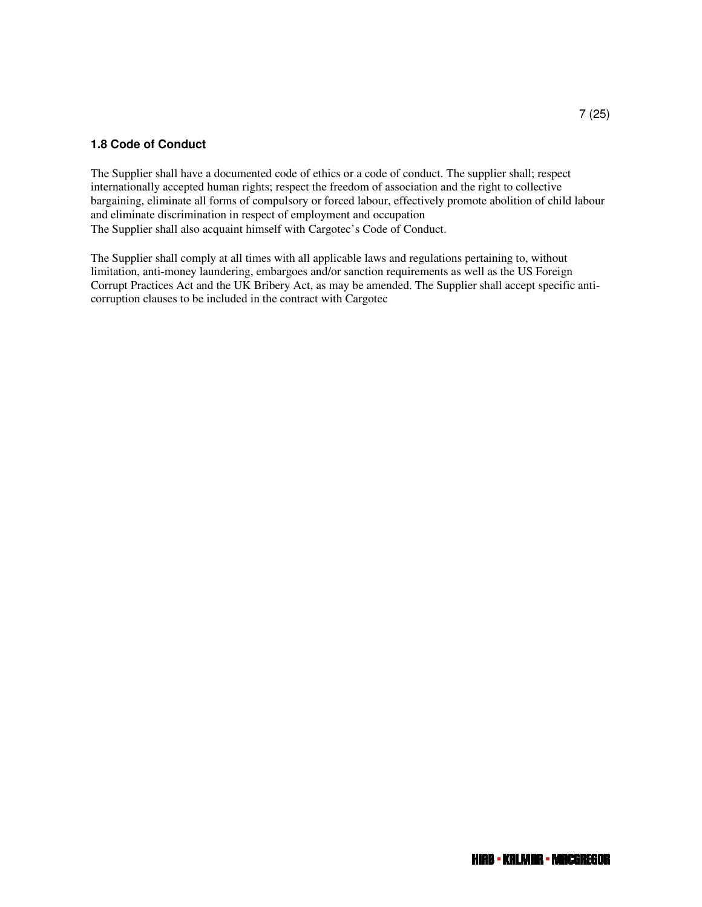### 1.8 Code of Conduct

The Supplier shall have a documented code of ethics or a code of conduct. The supplier shall; respect internationally accepted human rights; respect the freedom of association and the right to collective bargaining, eliminate all forms of compulsory or forced labour, effectively promote abolition of child labour and eliminate discrimination in respect of employment and occupation
The Supplier shall also acquaint himself with Cargotec's Code of Conduct.

The Supplier shall comply at all times with all applicable laws and regulations pertaining to, without limitation, anti-money laundering, embargoes and/or sanction requirements as well as the US Foreign Corrupt Practices Act and the UK Bribery Act, as may be amended. The Supplier shall accept specific anti-corruption clauses to be included in the contract with Cargotec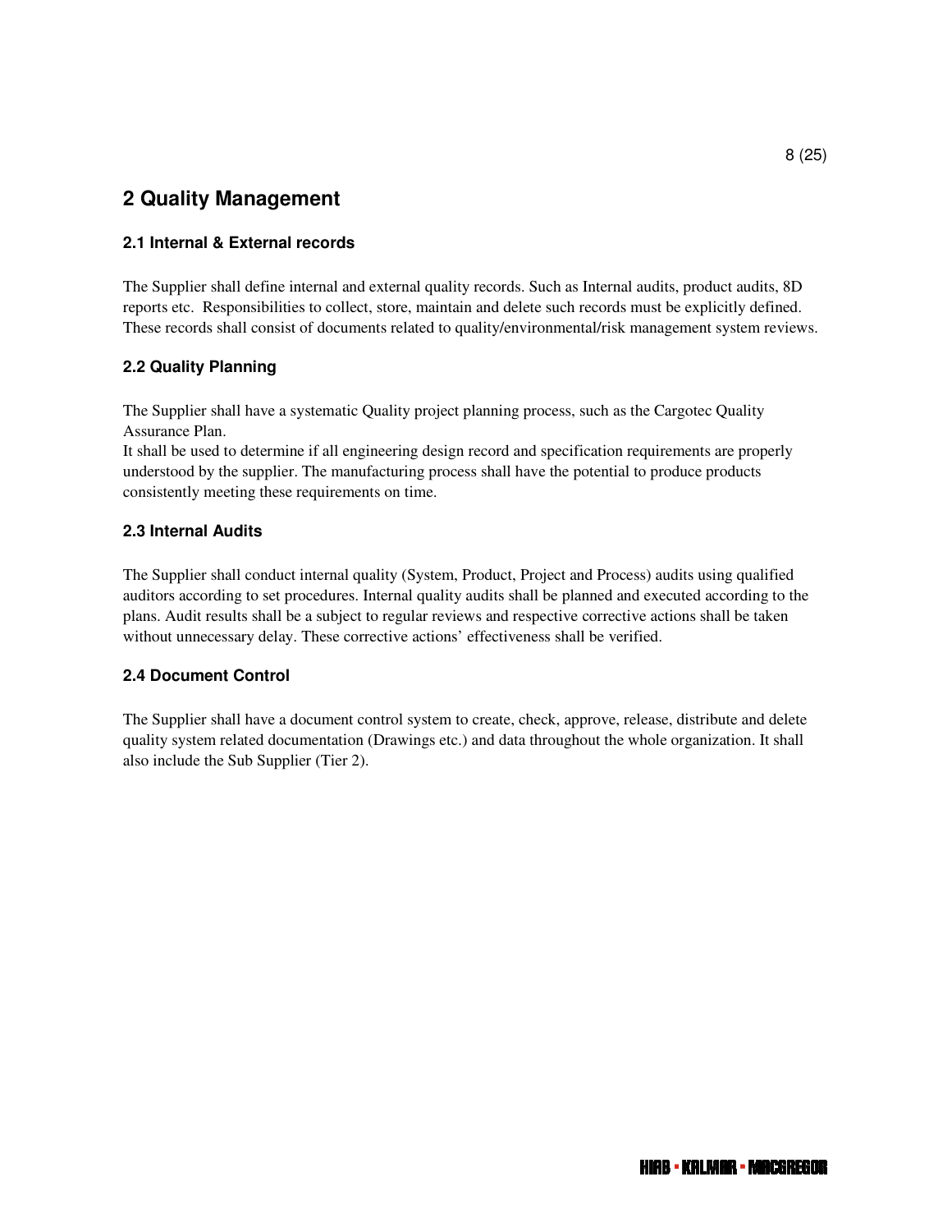## 2 Quality Management

### 2.1 Internal & External records

The Supplier shall define internal and external quality records. Such as Internal audits, product audits, 8D reports etc. Responsibilities to collect, store, maintain and delete such records must be explicitly defined. These records shall consist of documents related to quality/environmental/risk management system reviews.

### 2.2 Quality Planning

The Supplier shall have a systematic Quality project planning process, such as the Cargotec Quality Assurance Plan.
It shall be used to determine if all engineering design record and specification requirements are properly understood by the supplier. The manufacturing process shall have the potential to produce products consistently meeting these requirements on time.

### 2.3 Internal Audits

The Supplier shall conduct internal quality (System, Product, Project and Process) audits using qualified auditors according to set procedures. Internal quality audits shall be planned and executed according to the plans. Audit results shall be a subject to regular reviews and respective corrective actions shall be taken without unnecessary delay. These corrective actions' effectiveness shall be verified.

### 2.4 Document Control

The Supplier shall have a document control system to create, check, approve, release, distribute and delete quality system related documentation (Drawings etc.) and data throughout the whole organization. It shall also include the Sub Supplier (Tier 2).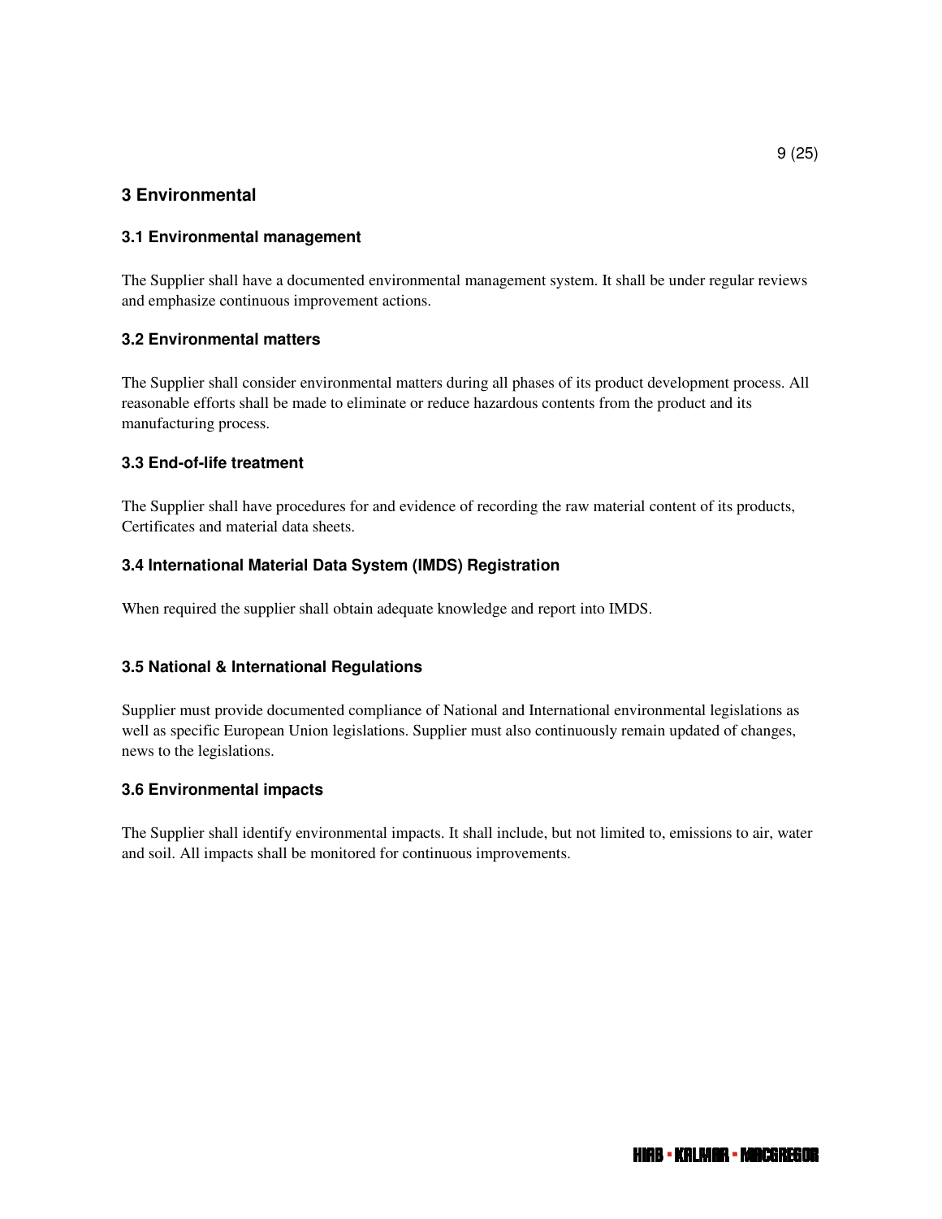# 3 Environmental

## 3.1 Environmental management

The Supplier shall have a documented environmental management system. It shall be under regular reviews and emphasize continuous improvement actions.

## 3.2 Environmental matters

The Supplier shall consider environmental matters during all phases of its product development process. All reasonable efforts shall be made to eliminate or reduce hazardous contents from the product and its manufacturing process.

## 3.3 End-of-life treatment

The Supplier shall have procedures for and evidence of recording the raw material content of its products, Certificates and material data sheets.

## 3.4 International Material Data System (IMDS) Registration

When required the supplier shall obtain adequate knowledge and report into IMDS.

## 3.5 National & International Regulations

Supplier must provide documented compliance of National and International environmental legislations as well as specific European Union legislations. Supplier must also continuously remain updated of changes, news to the legislations.

## 3.6 Environmental impacts

The Supplier shall identify environmental impacts. It shall include, but not limited to, emissions to air, water and soil. All impacts shall be monitored for continuous improvements.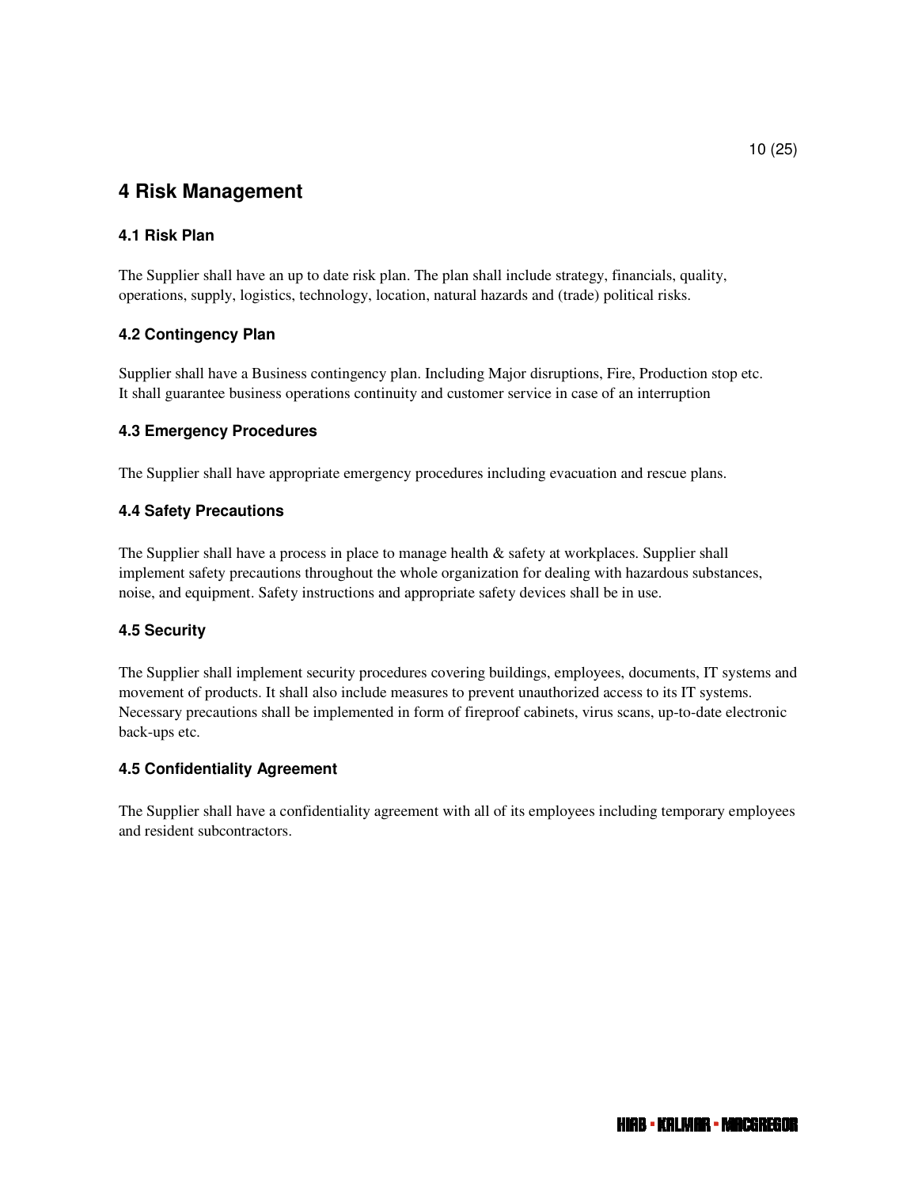# 4 Risk Management

## 4.1 Risk Plan

The Supplier shall have an up to date risk plan. The plan shall include strategy, financials, quality, operations, supply, logistics, technology, location, natural hazards and (trade) political risks.

## 4.2 Contingency Plan

Supplier shall have a Business contingency plan. Including Major disruptions, Fire, Production stop etc. It shall guarantee business operations continuity and customer service in case of an interruption

## 4.3 Emergency Procedures

The Supplier shall have appropriate emergency procedures including evacuation and rescue plans.

## 4.4 Safety Precautions

The Supplier shall have a process in place to manage health & safety at workplaces. Supplier shall implement safety precautions throughout the whole organization for dealing with hazardous substances, noise, and equipment. Safety instructions and appropriate safety devices shall be in use.

## 4.5 Security

The Supplier shall implement security procedures covering buildings, employees, documents, IT systems and movement of products. It shall also include measures to prevent unauthorized access to its IT systems. Necessary precautions shall be implemented in form of fireproof cabinets, virus scans, up-to-date electronic back-ups etc.

## 4.5 Confidentiality Agreement

The Supplier shall have a confidentiality agreement with all of its employees including temporary employees and resident subcontractors.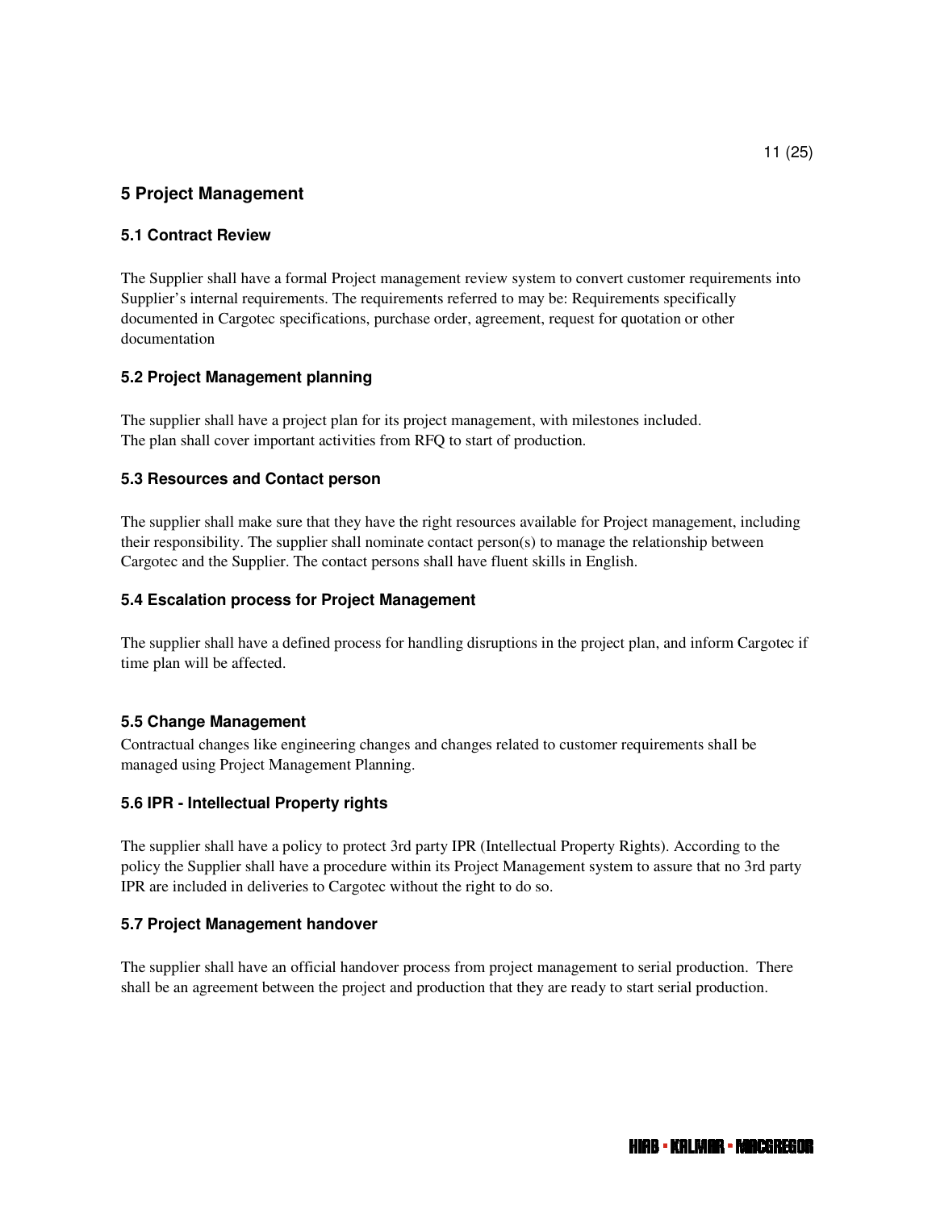# 5 Project Management

## 5.1 Contract Review

The Supplier shall have a formal Project management review system to convert customer requirements into Supplier's internal requirements. The requirements referred to may be: Requirements specifically documented in Cargotec specifications, purchase order, agreement, request for quotation or other documentation

## 5.2 Project Management planning

The supplier shall have a project plan for its project management, with milestones included.
The plan shall cover important activities from RFQ to start of production.

## 5.3 Resources and Contact person

The supplier shall make sure that they have the right resources available for Project management, including their responsibility. The supplier shall nominate contact person(s) to manage the relationship between Cargotec and the Supplier. The contact persons shall have fluent skills in English.

## 5.4 Escalation process for Project Management

The supplier shall have a defined process for handling disruptions in the project plan, and inform Cargotec if time plan will be affected.

## 5.5 Change Management

Contractual changes like engineering changes and changes related to customer requirements shall be managed using Project Management Planning.

## 5.6 IPR - Intellectual Property rights

The supplier shall have a policy to protect 3rd party IPR (Intellectual Property Rights). According to the policy the Supplier shall have a procedure within its Project Management system to assure that no 3rd party IPR are included in deliveries to Cargotec without the right to do so.

## 5.7 Project Management handover

The supplier shall have an official handover process from project management to serial production. There shall be an agreement between the project and production that they are ready to start serial production.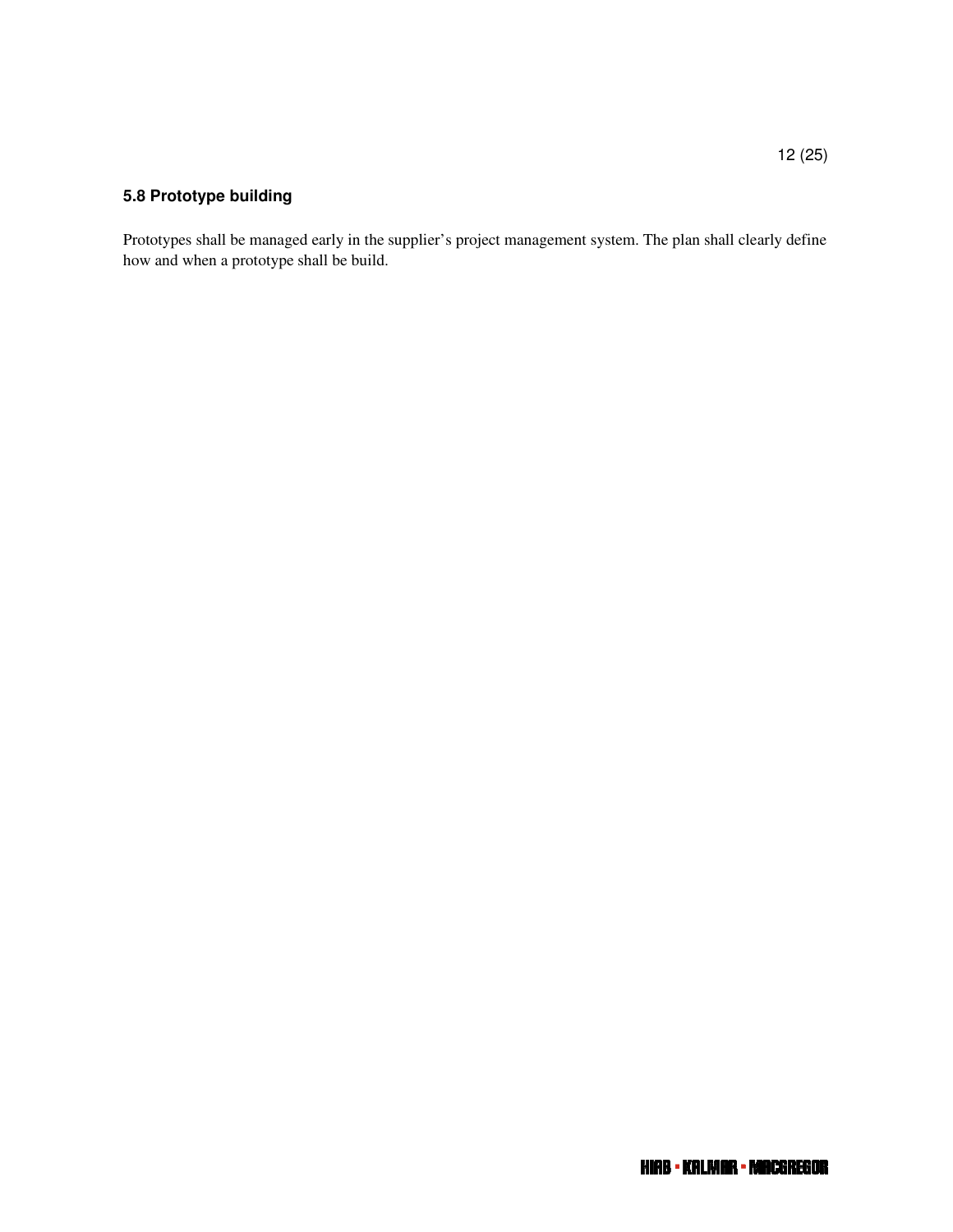### 5.8 Prototype building

Prototypes shall be managed early in the supplier's project management system. The plan shall clearly define how and when a prototype shall be build.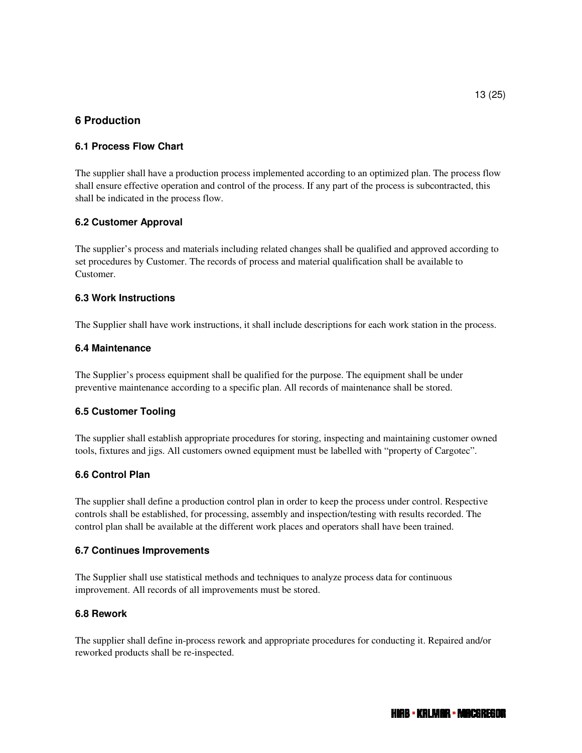## 6 Production

### 6.1 Process Flow Chart

The supplier shall have a production process implemented according to an optimized plan. The process flow shall ensure effective operation and control of the process. If any part of the process is subcontracted, this shall be indicated in the process flow.

### 6.2 Customer Approval

The supplier's process and materials including related changes shall be qualified and approved according to set procedures by Customer. The records of process and material qualification shall be available to Customer.

### 6.3 Work Instructions

The Supplier shall have work instructions, it shall include descriptions for each work station in the process.

### 6.4 Maintenance

The Supplier's process equipment shall be qualified for the purpose. The equipment shall be under preventive maintenance according to a specific plan. All records of maintenance shall be stored.

### 6.5 Customer Tooling

The supplier shall establish appropriate procedures for storing, inspecting and maintaining customer owned tools, fixtures and jigs. All customers owned equipment must be labelled with "property of Cargotec".

### 6.6 Control Plan

The supplier shall define a production control plan in order to keep the process under control. Respective controls shall be established, for processing, assembly and inspection/testing with results recorded. The control plan shall be available at the different work places and operators shall have been trained.

### 6.7 Continues Improvements

The Supplier shall use statistical methods and techniques to analyze process data for continuous improvement. All records of all improvements must be stored.

### 6.8 Rework

The supplier shall define in-process rework and appropriate procedures for conducting it. Repaired and/or reworked products shall be re-inspected.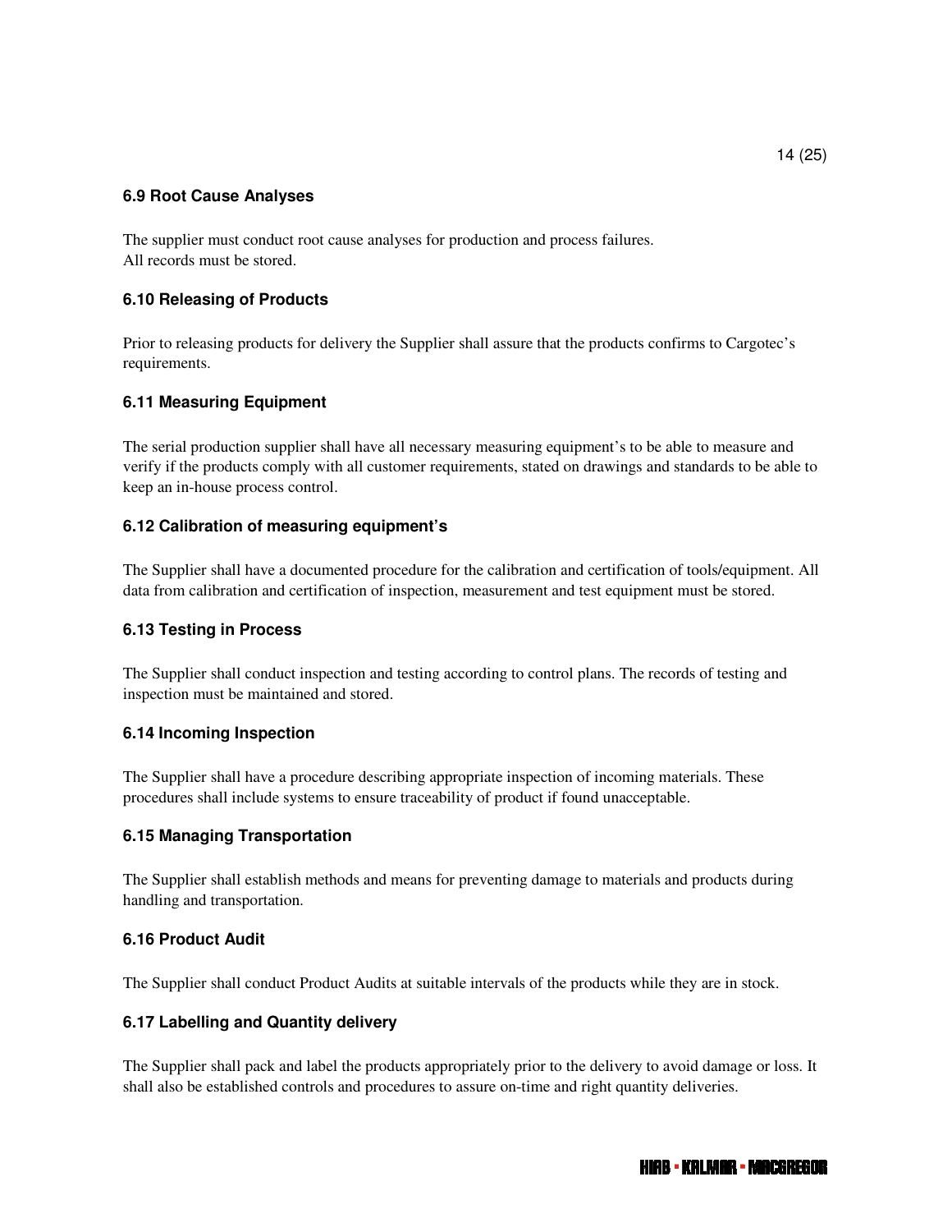### 6.9 Root Cause Analyses

The supplier must conduct root cause analyses for production and process failures.
All records must be stored.

### 6.10 Releasing of Products

Prior to releasing products for delivery the Supplier shall assure that the products confirms to Cargotec's requirements.

### 6.11 Measuring Equipment

The serial production supplier shall have all necessary measuring equipment's to be able to measure and verify if the products comply with all customer requirements, stated on drawings and standards to be able to keep an in-house process control.

### 6.12 Calibration of measuring equipment's

The Supplier shall have a documented procedure for the calibration and certification of tools/equipment. All data from calibration and certification of inspection, measurement and test equipment must be stored.

### 6.13 Testing in Process

The Supplier shall conduct inspection and testing according to control plans. The records of testing and inspection must be maintained and stored.

### 6.14 Incoming Inspection

The Supplier shall have a procedure describing appropriate inspection of incoming materials. These procedures shall include systems to ensure traceability of product if found unacceptable.

### 6.15 Managing Transportation

The Supplier shall establish methods and means for preventing damage to materials and products during handling and transportation.

### 6.16 Product Audit

The Supplier shall conduct Product Audits at suitable intervals of the products while they are in stock.

### 6.17 Labelling and Quantity delivery

The Supplier shall pack and label the products appropriately prior to the delivery to avoid damage or loss. It shall also be established controls and procedures to assure on-time and right quantity deliveries.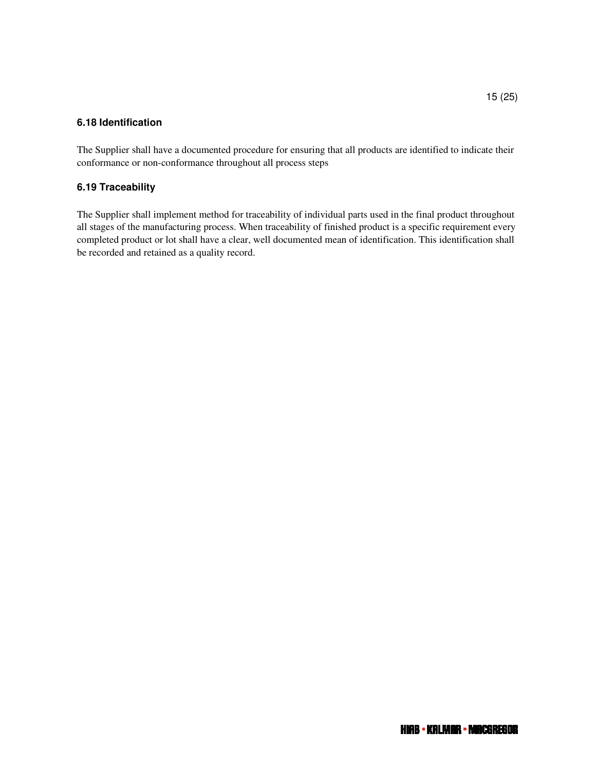### 6.18 Identification

The Supplier shall have a documented procedure for ensuring that all products are identified to indicate their conformance or non-conformance throughout all process steps

### 6.19 Traceability

The Supplier shall implement method for traceability of individual parts used in the final product throughout all stages of the manufacturing process. When traceability of finished product is a specific requirement every completed product or lot shall have a clear, well documented mean of identification. This identification shall be recorded and retained as a quality record.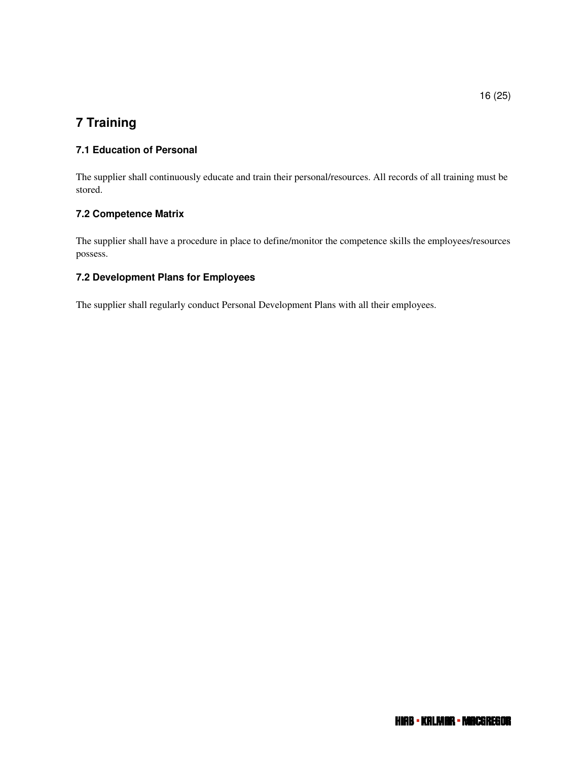# 7 Training

## 7.1 Education of Personal

The supplier shall continuously educate and train their personal/resources. All records of all training must be stored.

## 7.2 Competence Matrix

The supplier shall have a procedure in place to define/monitor the competence skills the employees/resources possess.

## 7.2 Development Plans for Employees

The supplier shall regularly conduct Personal Development Plans with all their employees.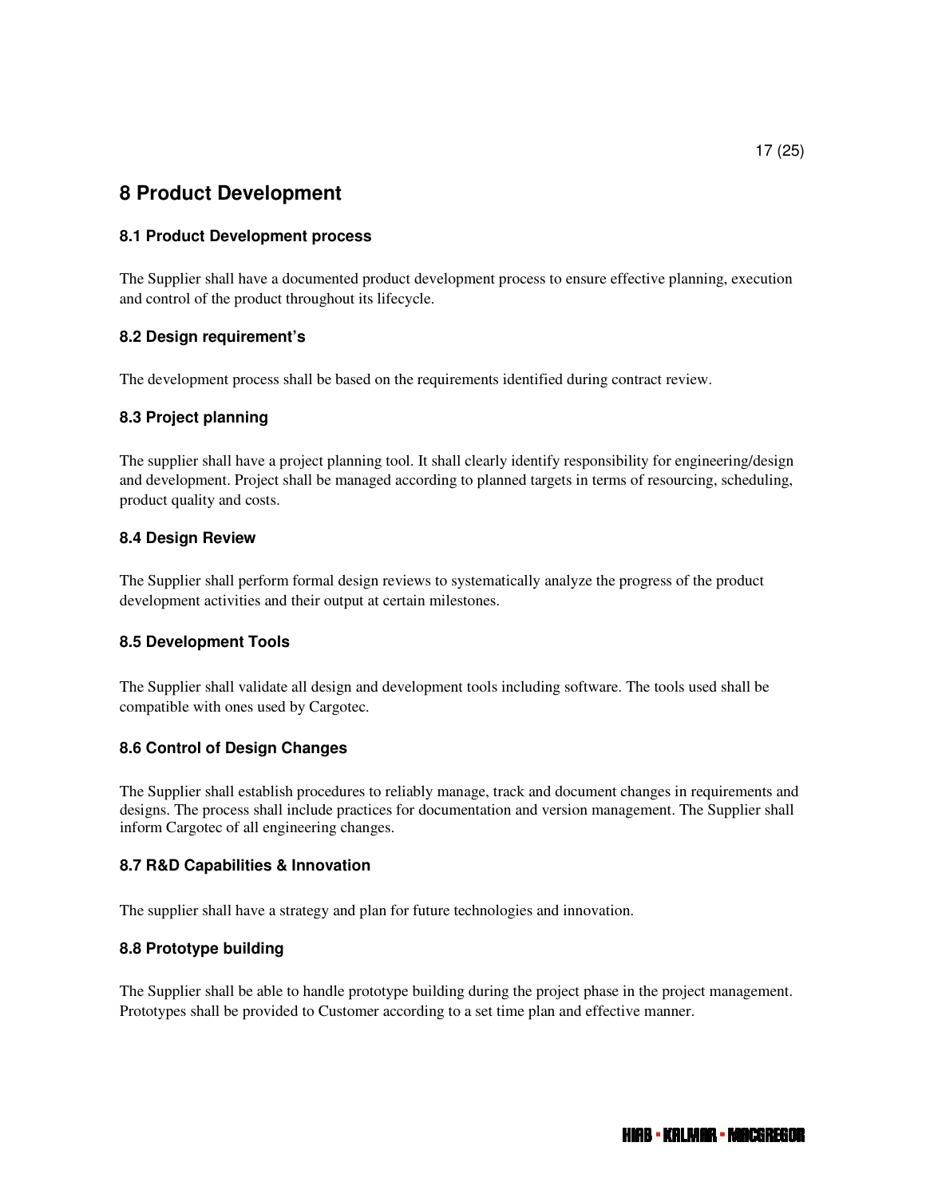# 8 Product Development

## 8.1 Product Development process

The Supplier shall have a documented product development process to ensure effective planning, execution and control of the product throughout its lifecycle.

## 8.2 Design requirement's

The development process shall be based on the requirements identified during contract review.

## 8.3 Project planning

The supplier shall have a project planning tool. It shall clearly identify responsibility for engineering/design and development. Project shall be managed according to planned targets in terms of resourcing, scheduling, product quality and costs.

## 8.4 Design Review

The Supplier shall perform formal design reviews to systematically analyze the progress of the product development activities and their output at certain milestones.

## 8.5 Development Tools

The Supplier shall validate all design and development tools including software. The tools used shall be compatible with ones used by Cargotec.

## 8.6 Control of Design Changes

The Supplier shall establish procedures to reliably manage, track and document changes in requirements and designs. The process shall include practices for documentation and version management. The Supplier shall inform Cargotec of all engineering changes.

## 8.7 R&D Capabilities & Innovation

The supplier shall have a strategy and plan for future technologies and innovation.

## 8.8 Prototype building

The Supplier shall be able to handle prototype building during the project phase in the project management. Prototypes shall be provided to Customer according to a set time plan and effective manner.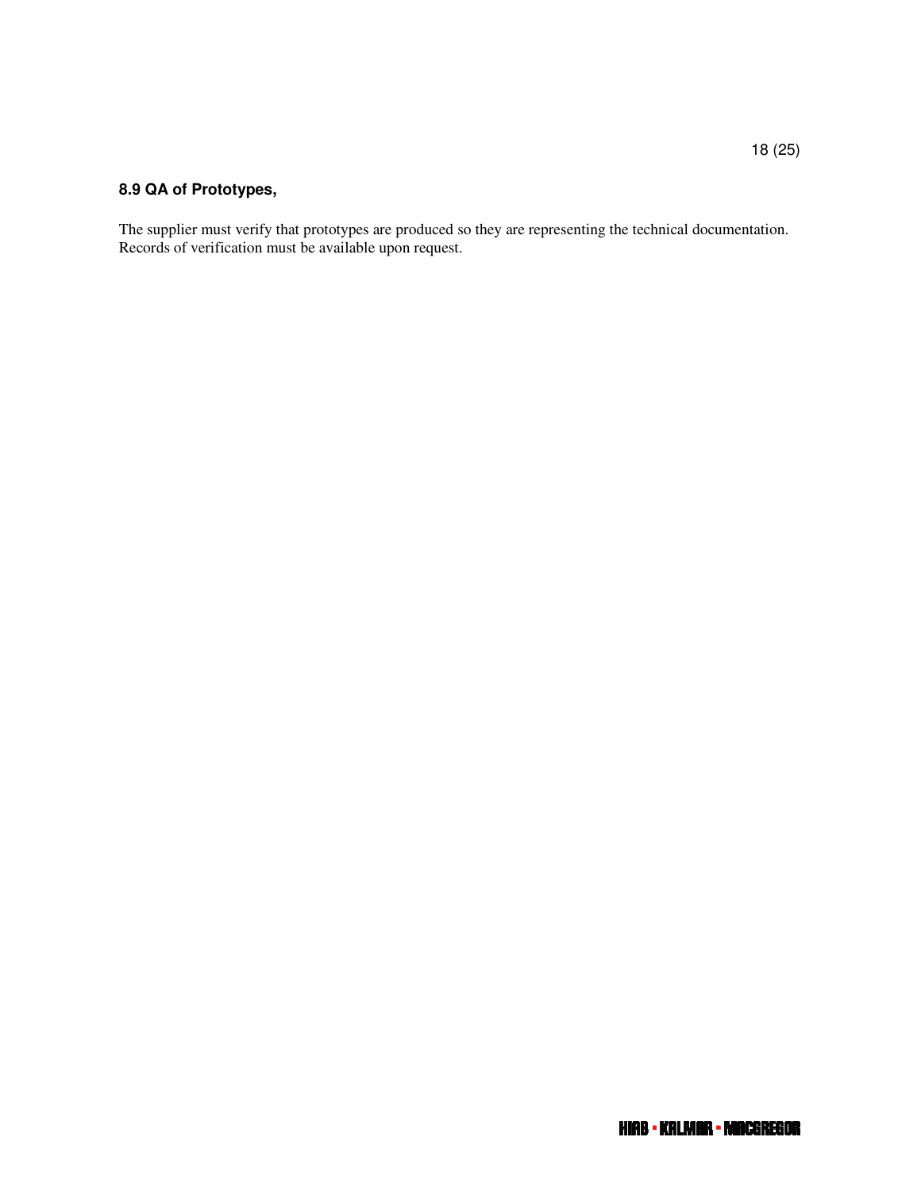## 8.9 QA of Prototypes,

The supplier must verify that prototypes are produced so they are representing the technical documentation. Records of verification must be available upon request.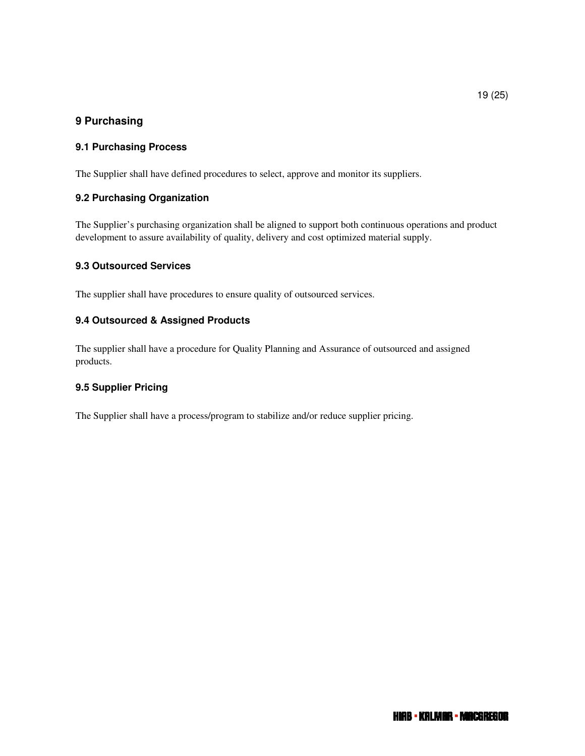## 9 Purchasing

### 9.1 Purchasing Process

The Supplier shall have defined procedures to select, approve and monitor its suppliers.

### 9.2 Purchasing Organization

The Supplier's purchasing organization shall be aligned to support both continuous operations and product development to assure availability of quality, delivery and cost optimized material supply.

### 9.3 Outsourced Services

The supplier shall have procedures to ensure quality of outsourced services.

### 9.4 Outsourced & Assigned Products

The supplier shall have a procedure for Quality Planning and Assurance of outsourced and assigned products.

### 9.5 Supplier Pricing

The Supplier shall have a process/program to stabilize and/or reduce supplier pricing.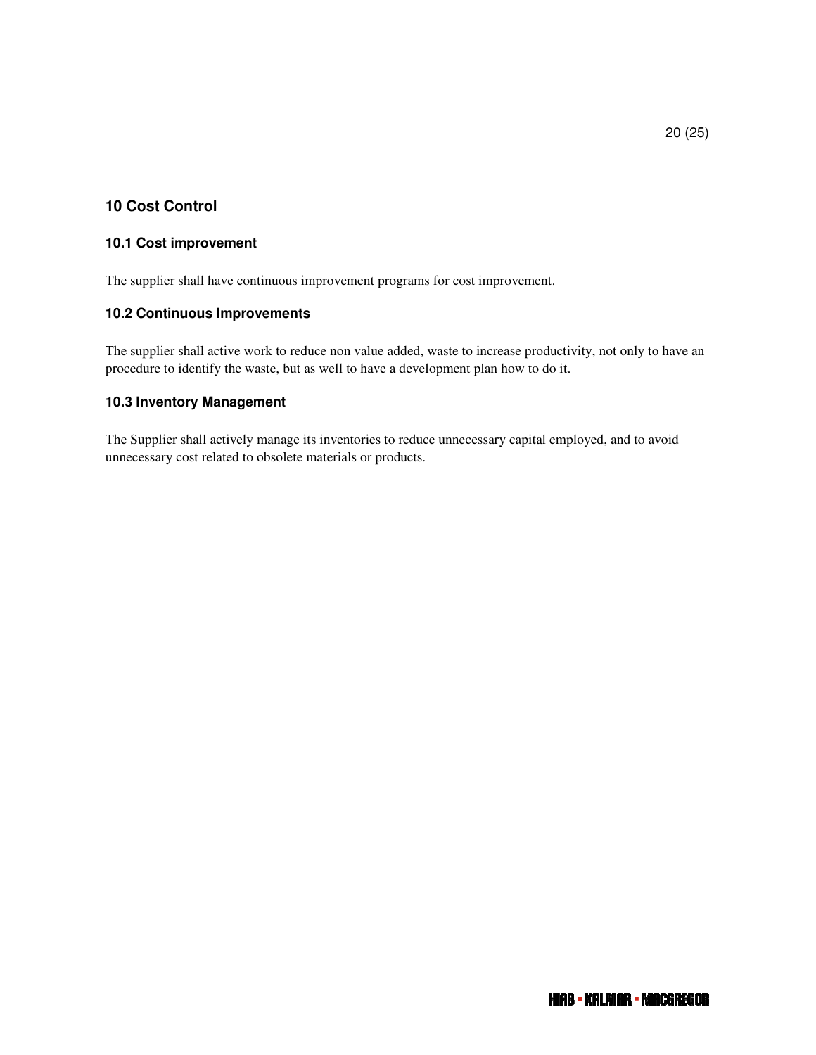## 10 Cost Control

### 10.1 Cost improvement

The supplier shall have continuous improvement programs for cost improvement.

### 10.2 Continuous Improvements

The supplier shall active work to reduce non value added, waste to increase productivity, not only to have an procedure to identify the waste, but as well to have a development plan how to do it.

### 10.3 Inventory Management

The Supplier shall actively manage its inventories to reduce unnecessary capital employed, and to avoid unnecessary cost related to obsolete materials or products.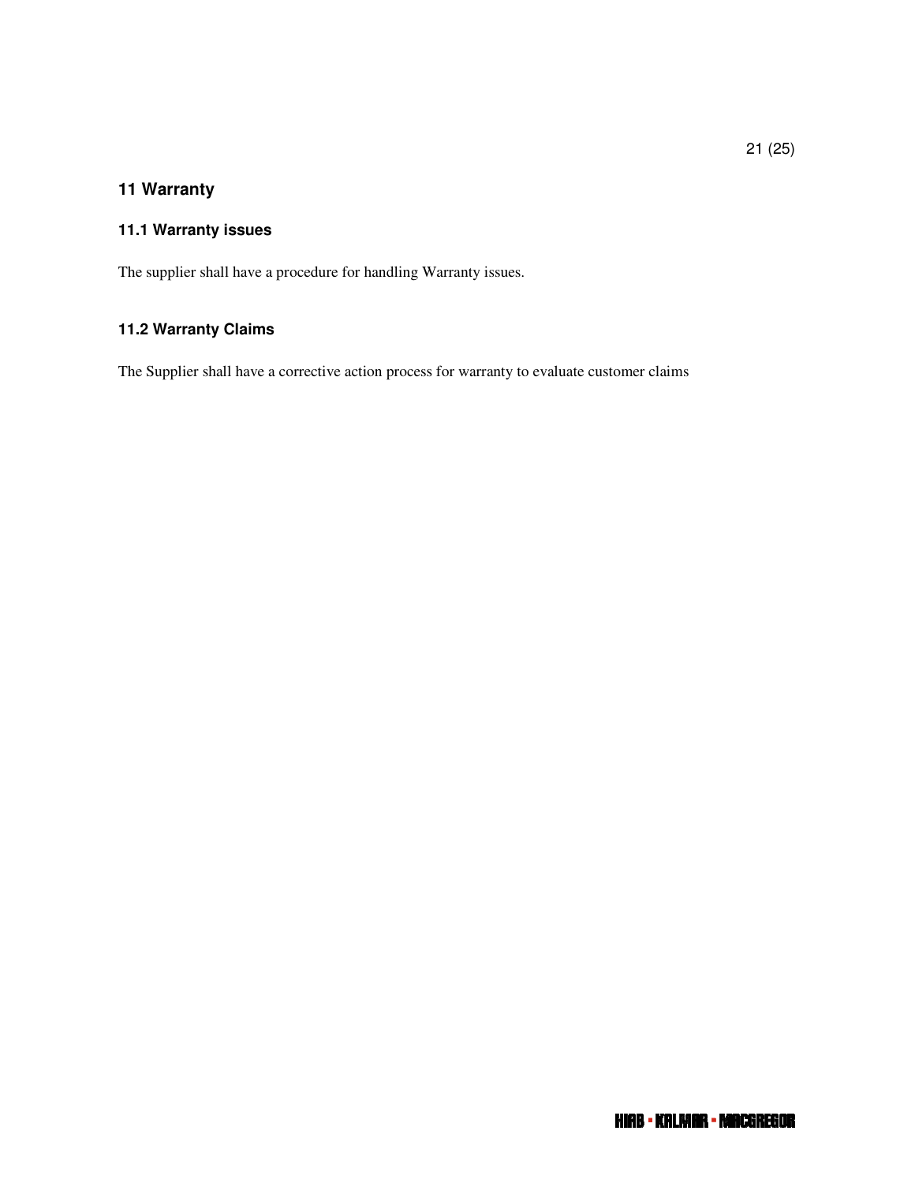# 11 Warranty

## 11.1 Warranty issues

The supplier shall have a procedure for handling Warranty issues.

## 11.2 Warranty Claims

The Supplier shall have a corrective action process for warranty to evaluate customer claims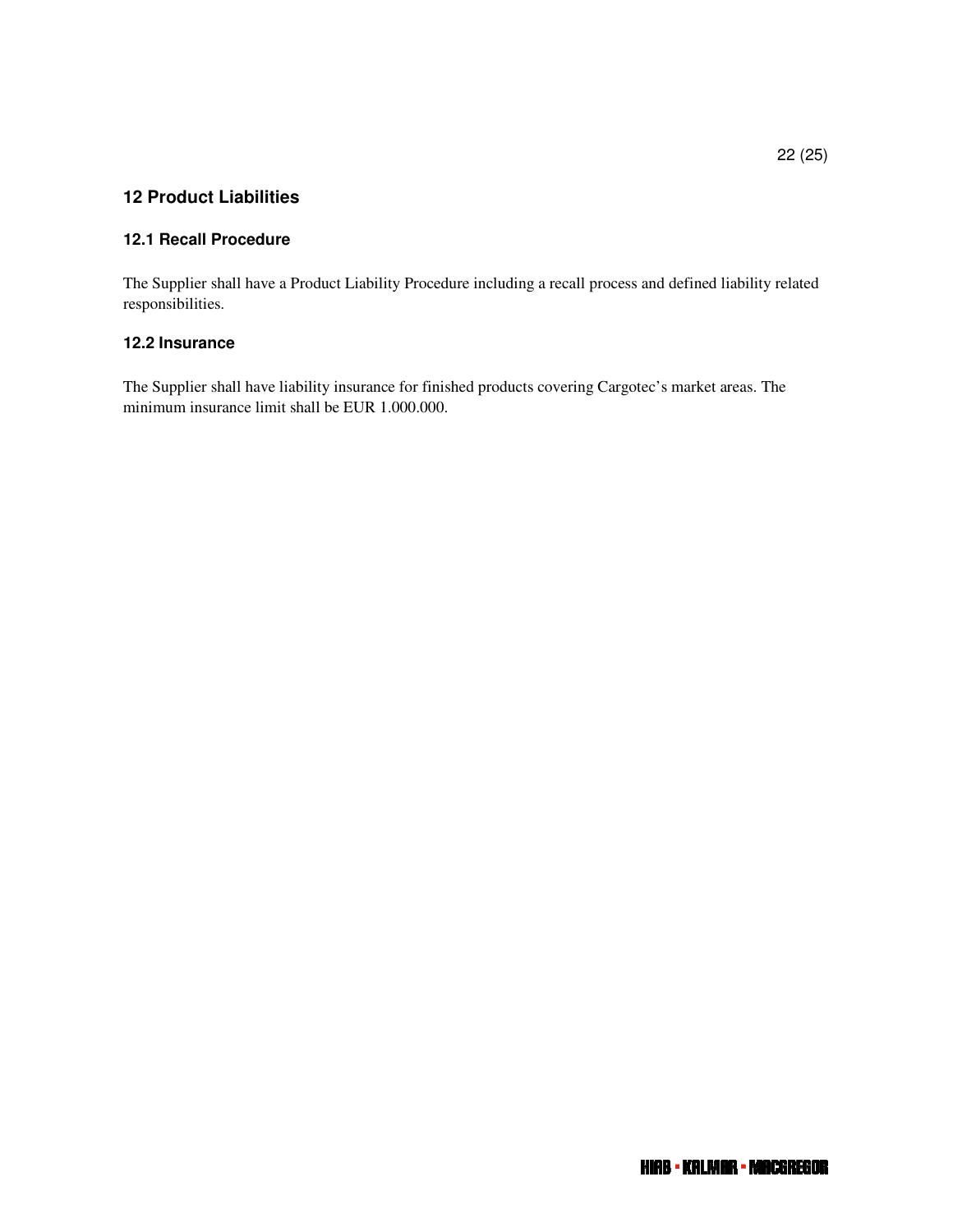## 12 Product Liabilities

### 12.1 Recall Procedure

The Supplier shall have a Product Liability Procedure including a recall process and defined liability related responsibilities.

### 12.2 Insurance

The Supplier shall have liability insurance for finished products covering Cargotec's market areas. The minimum insurance limit shall be EUR 1.000.000.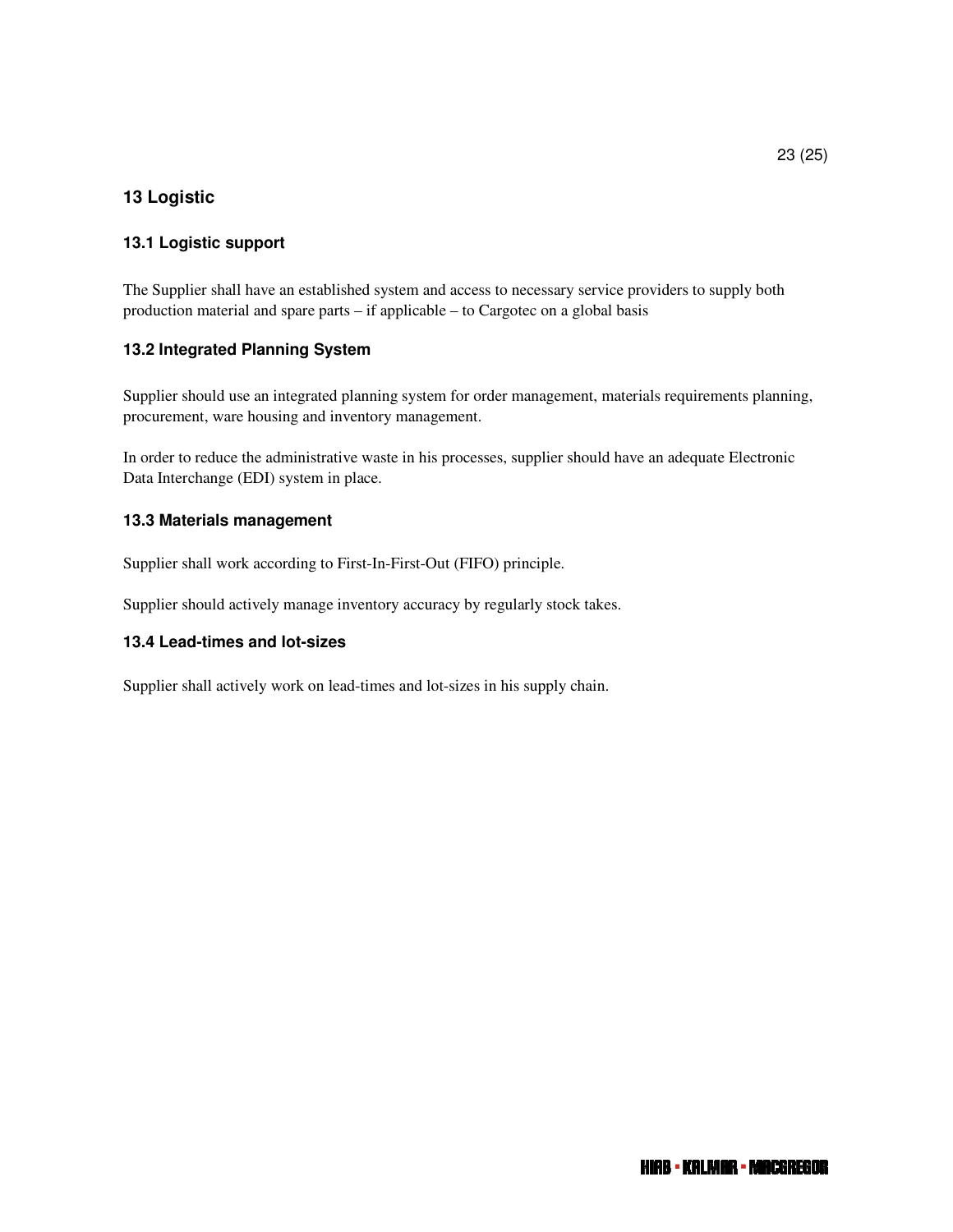## 13 Logistic

### 13.1 Logistic support

The Supplier shall have an established system and access to necessary service providers to supply both production material and spare parts – if applicable – to Cargotec on a global basis

### 13.2 Integrated Planning System

Supplier should use an integrated planning system for order management, materials requirements planning, procurement, ware housing and inventory management.

In order to reduce the administrative waste in his processes, supplier should have an adequate Electronic Data Interchange (EDI) system in place.

### 13.3 Materials management

Supplier shall work according to First-In-First-Out (FIFO) principle.

Supplier should actively manage inventory accuracy by regularly stock takes.

### 13.4 Lead-times and lot-sizes

Supplier shall actively work on lead-times and lot-sizes in his supply chain.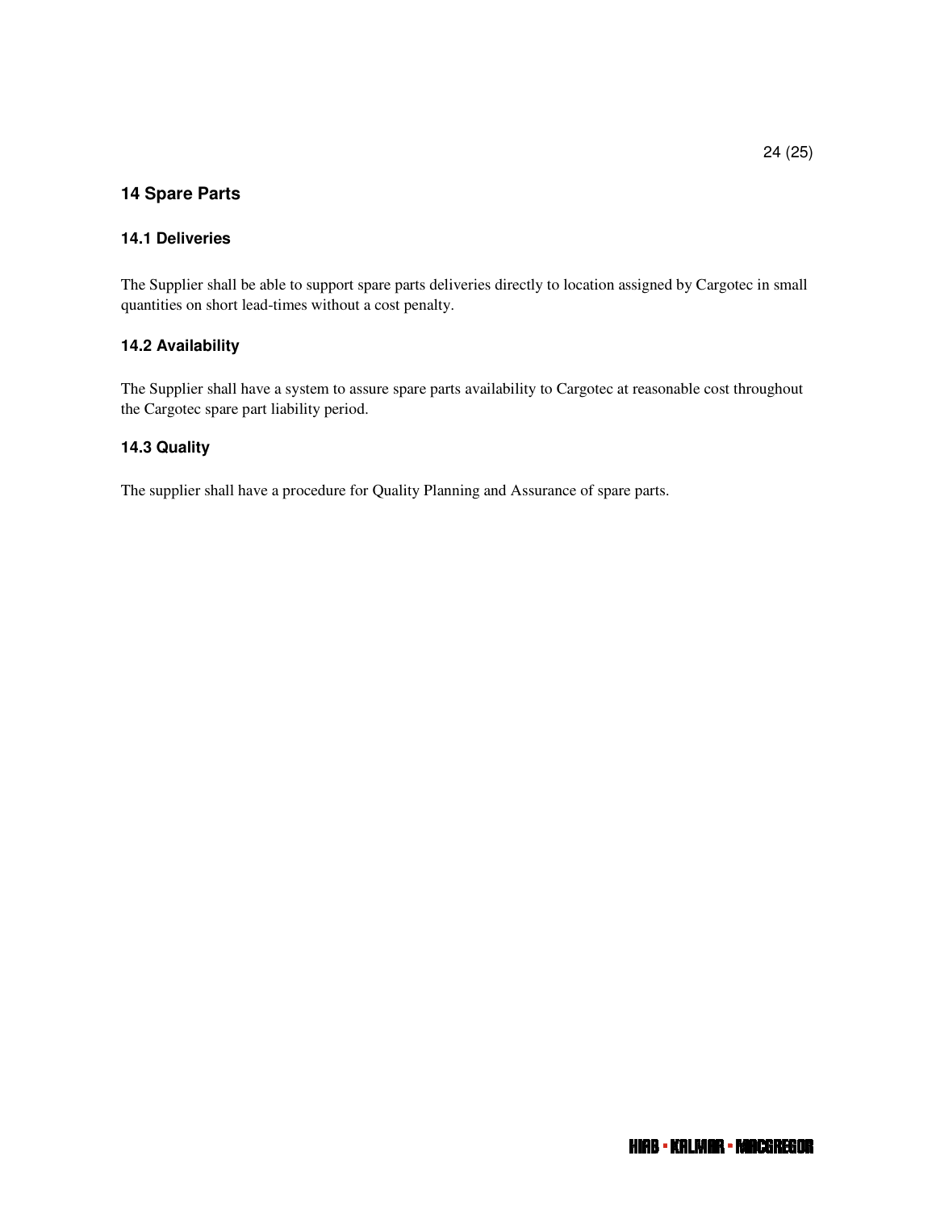## 14 Spare Parts

### 14.1 Deliveries

The Supplier shall be able to support spare parts deliveries directly to location assigned by Cargotec in small quantities on short lead-times without a cost penalty.

### 14.2 Availability

The Supplier shall have a system to assure spare parts availability to Cargotec at reasonable cost throughout the Cargotec spare part liability period.

### 14.3 Quality

The supplier shall have a procedure for Quality Planning and Assurance of spare parts.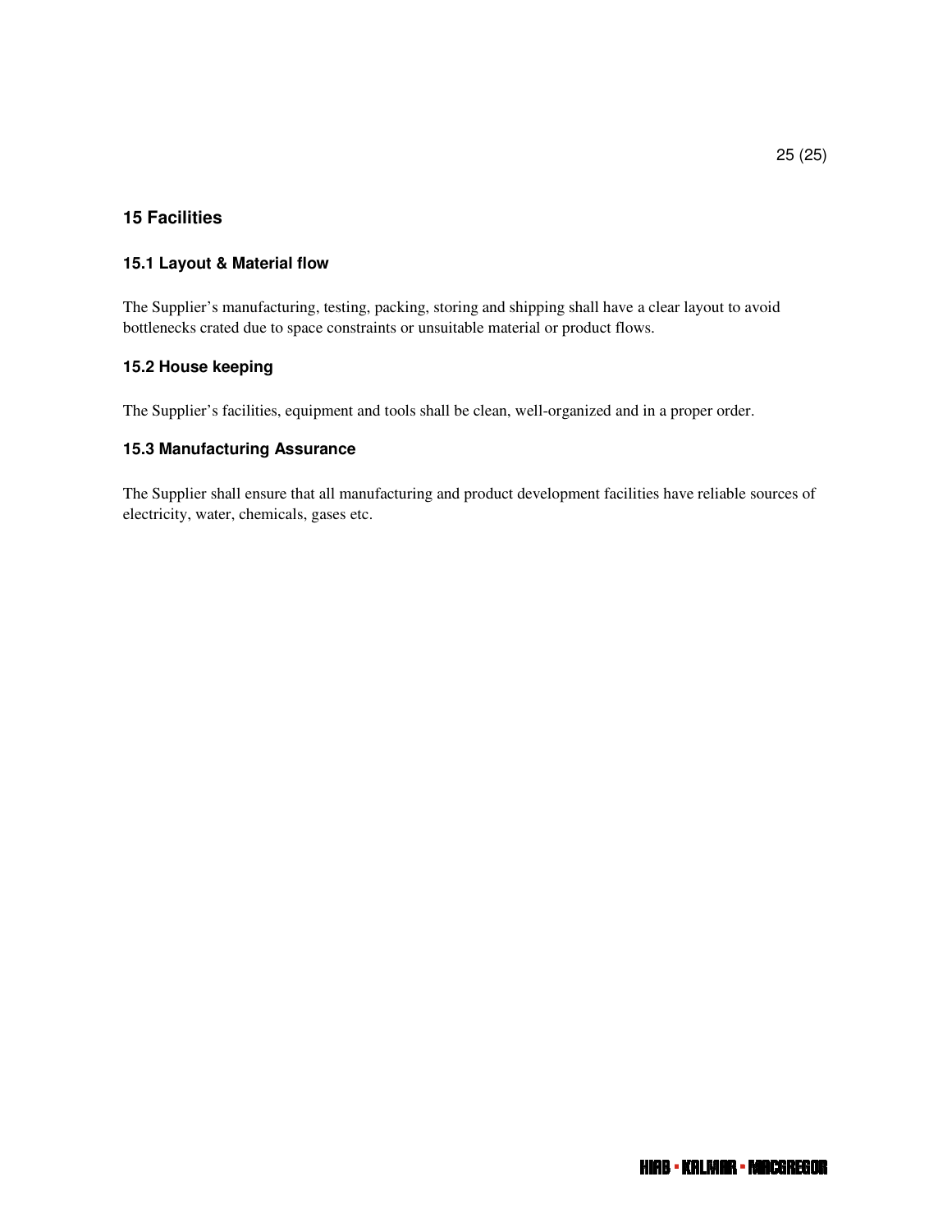## 15 Facilities

### 15.1 Layout & Material flow

The Supplier's manufacturing, testing, packing, storing and shipping shall have a clear layout to avoid bottlenecks crated due to space constraints or unsuitable material or product flows.

### 15.2 House keeping

The Supplier's facilities, equipment and tools shall be clean, well-organized and in a proper order.

### 15.3 Manufacturing Assurance

The Supplier shall ensure that all manufacturing and product development facilities have reliable sources of electricity, water, chemicals, gases etc.